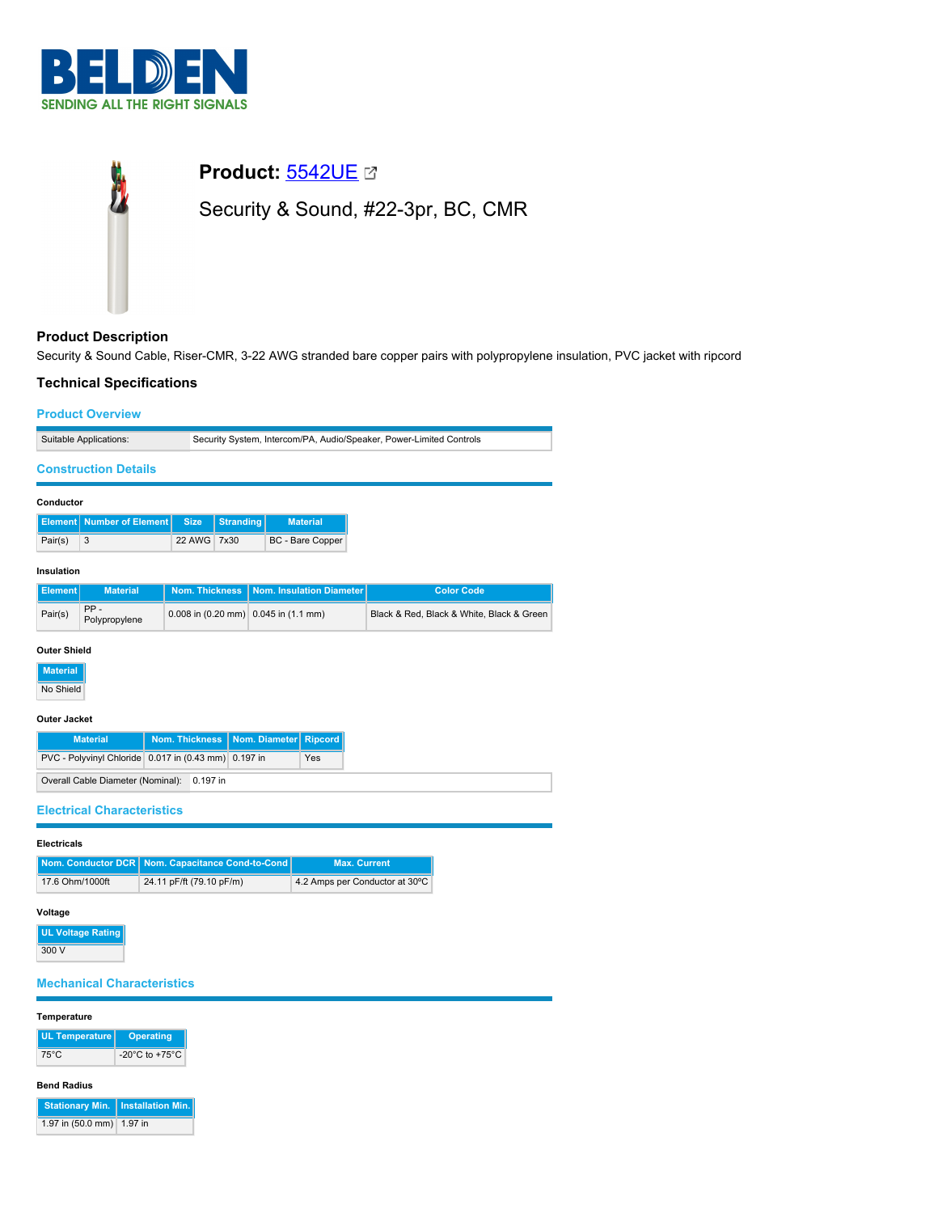# Product: 5542UE

Security & Sound, #22-3pr, BC, CMR

## Product Description

Security & Sound Cable, Riser-CMR, 3-22 AWG stranded bare copper pairs with polypropylene insulation, PVC jacket with ripcord

## Technical Specifications

### Product Overview

| Suitable Applications: | Security System, Intercom/PA, Audio/Speaker, Power-Limited Controls |
|---|---|

### Construction Details

#### Conductor

| Element | Number of Element | Size | Stranding | Material |
|---|---|---|---|---|
| Pair(s) | 3 | 22 AWG | 7x30 | BC - Bare Copper |

#### Insulation

| Element | Material | Nom. Thickness | Nom. Insulation Diameter | Color Code |
|---|---|---|---|---|
| Pair(s) | PP - Polypropylene | 0.008 in (0.20 mm) | 0.045 in (1.1 mm) | Black & Red, Black & White, Black & Green |

#### Outer Shield

| Material |
|---|
| No Shield |

#### Outer Jacket

| Material | Nom. Thickness | Nom. Diameter | Ripcord |
|---|---|---|---|
| PVC - Polyvinyl Chloride | 0.017 in (0.43 mm) | 0.197 in | Yes |

| Overall Cable Diameter (Nominal): | 0.197 in |
|---|---|

### Electrical Characteristics

#### Electricals

| Nom. Conductor DCR | Nom. Capacitance Cond-to-Cond | Max. Current |
|---|---|---|
| 17.6 Ohm/1000ft | 24.11 pF/ft (79.10 pF/m) | 4.2 Amps per Conductor at 30°C |

#### Voltage

| UL Voltage Rating |
|---|
| 300 V |

### Mechanical Characteristics

#### Temperature

| UL Temperature | Operating |
|---|---|
| 75°C | -20°C to +75°C |

#### Bend Radius

| Stationary Min. | Installation Min. |
|---|---|
| 1.97 in (50.0 mm) | 1.97 in |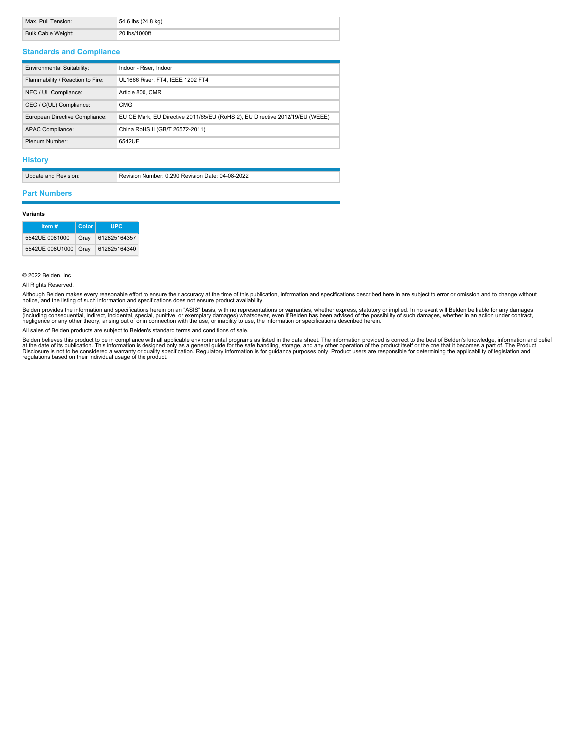| | |
|---|---|
| Max. Pull Tension: | 54.6 lbs (24.8 kg) |
| Bulk Cable Weight: | 20 lbs/1000ft |

## Standards and Compliance

| | |
|---|---|
| Environmental Suitability: | Indoor - Riser, Indoor |
| Flammability / Reaction to Fire: | UL1666 Riser, FT4, IEEE 1202 FT4 |
| NEC / UL Compliance: | Article 800, CMR |
| CEC / C(UL) Compliance: | CMG |
| European Directive Compliance: | EU CE Mark, EU Directive 2011/65/EU (RoHS 2), EU Directive 2012/19/EU (WEEE) |
| APAC Compliance: | China RoHS II (GB/T 26572-2011) |
| Plenum Number: | 6542UE |

## History

| | |
|---|---|
| Update and Revision: | Revision Number: 0.290 Revision Date: 04-08-2022 |

## Part Numbers

**Variants**

| Item # | Color | UPC |
|---|---|---|
| 5542UE 0081000 | Gray | 612825164357 |
| 5542UE 008U1000 | Gray | 612825164340 |

© 2022 Belden, Inc

All Rights Reserved.

Although Belden makes every reasonable effort to ensure their accuracy at the time of this publication, information and specifications described here in are subject to error or omission and to change without notice, and the listing of such information and specifications does not ensure product availability.

Belden provides the information and specifications herein on an "ASIS" basis, with no representations or warranties, whether express, statutory or implied. In no event will Belden be liable for any damages (including consequential, indirect, incidental, special, punitive, or exemplary damages) whatsoever, even if Belden has been advised of the possibility of such damages, whether in an action under contract, negligence or any other theory, arising out of or in connection with the use, or inability to use, the information or specifications described herein.

All sales of Belden products are subject to Belden's standard terms and conditions of sale.

Belden believes this product to be in compliance with all applicable environmental programs as listed in the data sheet. The information provided is correct to the best of Belden's knowledge, information and belief at the date of its publication. This information is designed only as a general guide for the safe handling, storage, and any other operation of the product itself or the one that it becomes a part of. The Product Disclosure is not to be considered a warranty or quality specification. Regulatory information is for guidance purposes only. Product users are responsible for determining the applicability of legislation and regulations based on their individual usage of the product.